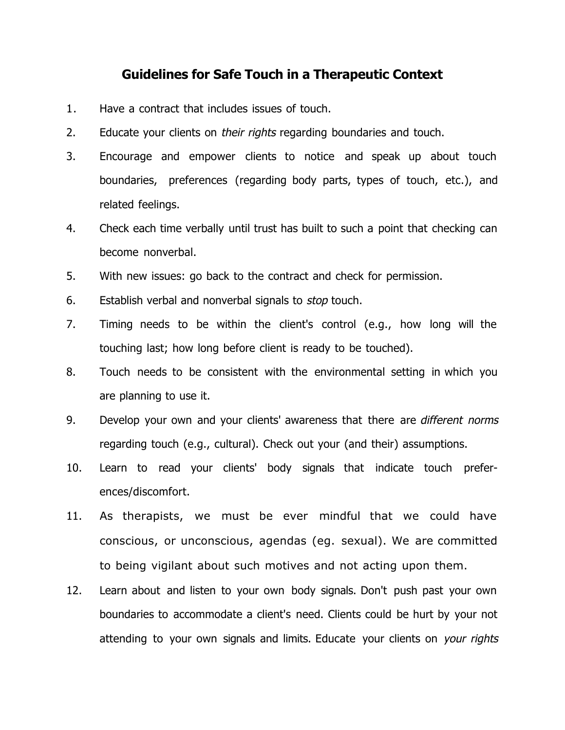# Guidelines for Safe Touch in a Therapeutic Context

1. Have a contract that includes issues of touch.
2. Educate your clients on *their rights* regarding boundaries and touch.
3. Encourage and empower clients to notice and speak up about touch boundaries, preferences (regarding body parts, types of touch, etc.), and related feelings.
4. Check each time verbally until trust has built to such a point that checking can become nonverbal.
5. With new issues: go back to the contract and check for permission.
6. Establish verbal and nonverbal signals to *stop* touch.
7. Timing needs to be within the client's control (e.g., how long will the touching last; how long before client is ready to be touched).
8. Touch needs to be consistent with the environmental setting in which you are planning to use it.
9. Develop your own and your clients' awareness that there are *different norms* regarding touch (e.g., cultural). Check out your (and their) assumptions.
10. Learn to read your clients' body signals that indicate touch preferences/discomfort.
11. As therapists, we must be ever mindful that we could have conscious, or unconscious, agendas (eg. sexual). We are committed to being vigilant about such motives and not acting upon them.
12. Learn about and listen to your own body signals. Don't push past your own boundaries to accommodate a client's need. Clients could be hurt by your not attending to your own signals and limits. Educate your clients on *your rights*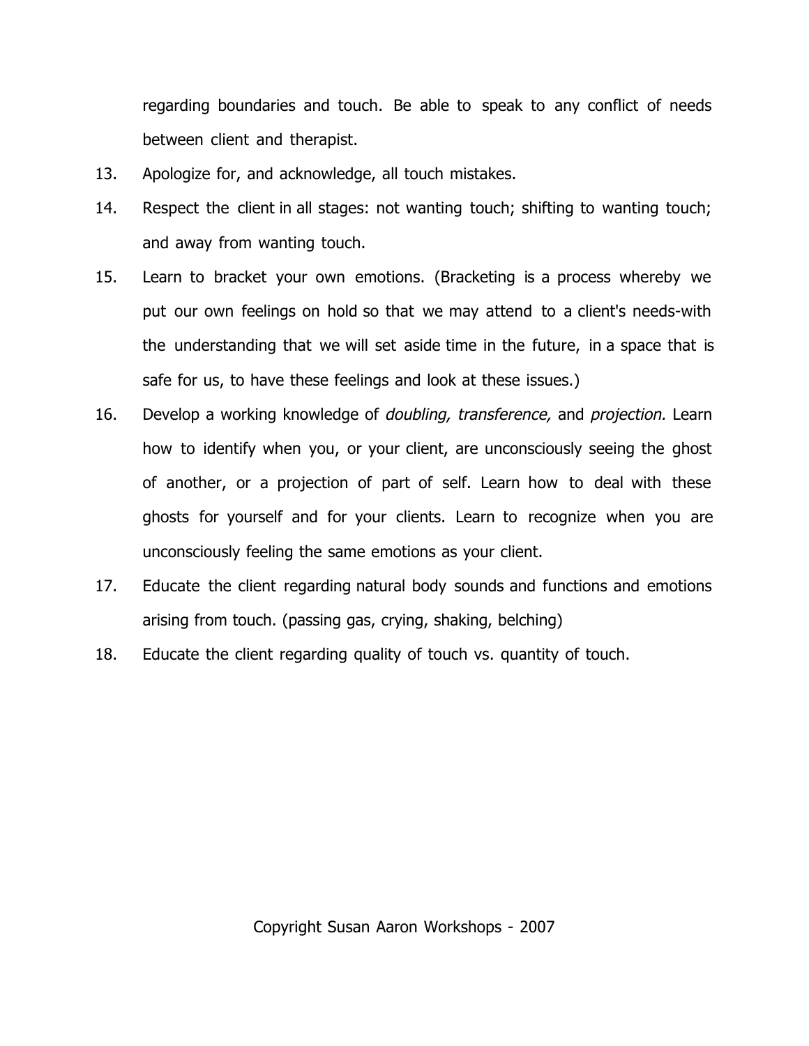regarding boundaries and touch. Be able to speak to any conflict of needs between client and therapist.

13. Apologize for, and acknowledge, all touch mistakes.
14. Respect the client in all stages: not wanting touch; shifting to wanting touch; and away from wanting touch.
15. Learn to bracket your own emotions. (Bracketing is a process whereby we put our own feelings on hold so that we may attend to a client's needs-with the understanding that we will set aside time in the future, in a space that is safe for us, to have these feelings and look at these issues.)
16. Develop a working knowledge of *doubling, transference,* and *projection.* Learn how to identify when you, or your client, are unconsciously seeing the ghost of another, or a projection of part of self. Learn how to deal with these ghosts for yourself and for your clients. Learn to recognize when you are unconsciously feeling the same emotions as your client.
17. Educate the client regarding natural body sounds and functions and emotions arising from touch. (passing gas, crying, shaking, belching)
18. Educate the client regarding quality of touch vs. quantity of touch.

Copyright Susan Aaron Workshops - 2007